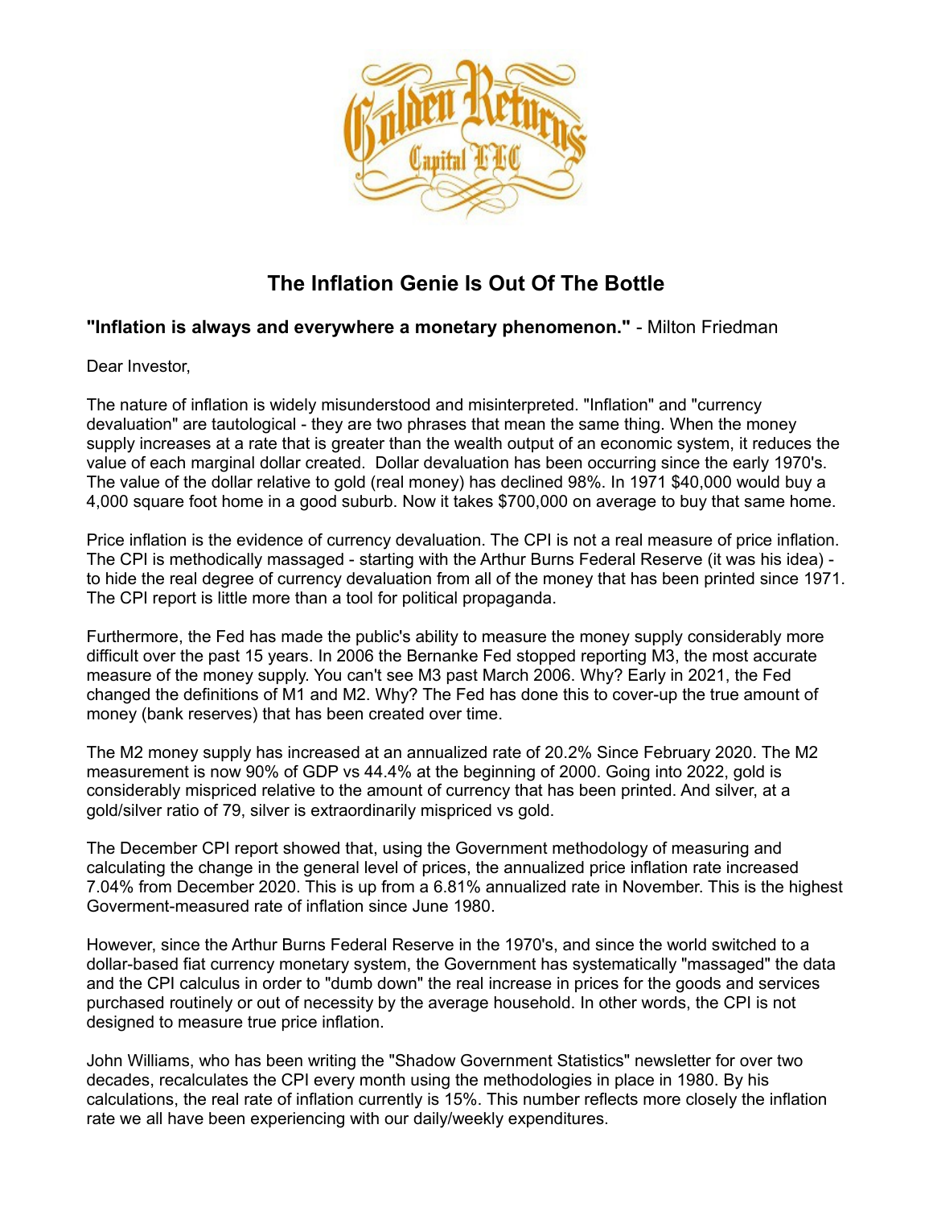# The Inflation Genie Is Out Of The Bottle

**"Inflation is always and everywhere a monetary phenomenon."** - Milton Friedman

Dear Investor,

The nature of inflation is widely misunderstood and misinterpreted. "Inflation" and "currency devaluation" are tautological - they are two phrases that mean the same thing. When the money supply increases at a rate that is greater than the wealth output of an economic system, it reduces the value of each marginal dollar created. Dollar devaluation has been occurring since the early 1970's. The value of the dollar relative to gold (real money) has declined 98%. In 1971 $40,000 would buy a 4,000 square foot home in a good suburb. Now it takes $700,000 on average to buy that same home.

Price inflation is the evidence of currency devaluation. The CPI is not a real measure of price inflation. The CPI is methodically massaged - starting with the Arthur Burns Federal Reserve (it was his idea) - to hide the real degree of currency devaluation from all of the money that has been printed since 1971. The CPI report is little more than a tool for political propaganda.

Furthermore, the Fed has made the public's ability to measure the money supply considerably more difficult over the past 15 years. In 2006 the Bernanke Fed stopped reporting M3, the most accurate measure of the money supply. You can't see M3 past March 2006. Why? Early in 2021, the Fed changed the definitions of M1 and M2. Why? The Fed has done this to cover-up the true amount of money (bank reserves) that has been created over time.

The M2 money supply has increased at an annualized rate of 20.2% Since February 2020. The M2 measurement is now 90% of GDP vs 44.4% at the beginning of 2000. Going into 2022, gold is considerably mispriced relative to the amount of currency that has been printed. And silver, at a gold/silver ratio of 79, silver is extraordinarily mispriced vs gold.

The December CPI report showed that, using the Government methodology of measuring and calculating the change in the general level of prices, the annualized price inflation rate increased 7.04% from December 2020. This is up from a 6.81% annualized rate in November. This is the highest Goverment-measured rate of inflation since June 1980.

However, since the Arthur Burns Federal Reserve in the 1970's, and since the world switched to a dollar-based fiat currency monetary system, the Government has systematically "massaged" the data and the CPI calculus in order to "dumb down" the real increase in prices for the goods and services purchased routinely or out of necessity by the average household. In other words, the CPI is not designed to measure true price inflation.

John Williams, who has been writing the "Shadow Government Statistics" newsletter for over two decades, recalculates the CPI every month using the methodologies in place in 1980. By his calculations, the real rate of inflation currently is 15%. This number reflects more closely the inflation rate we all have been experiencing with our daily/weekly expenditures.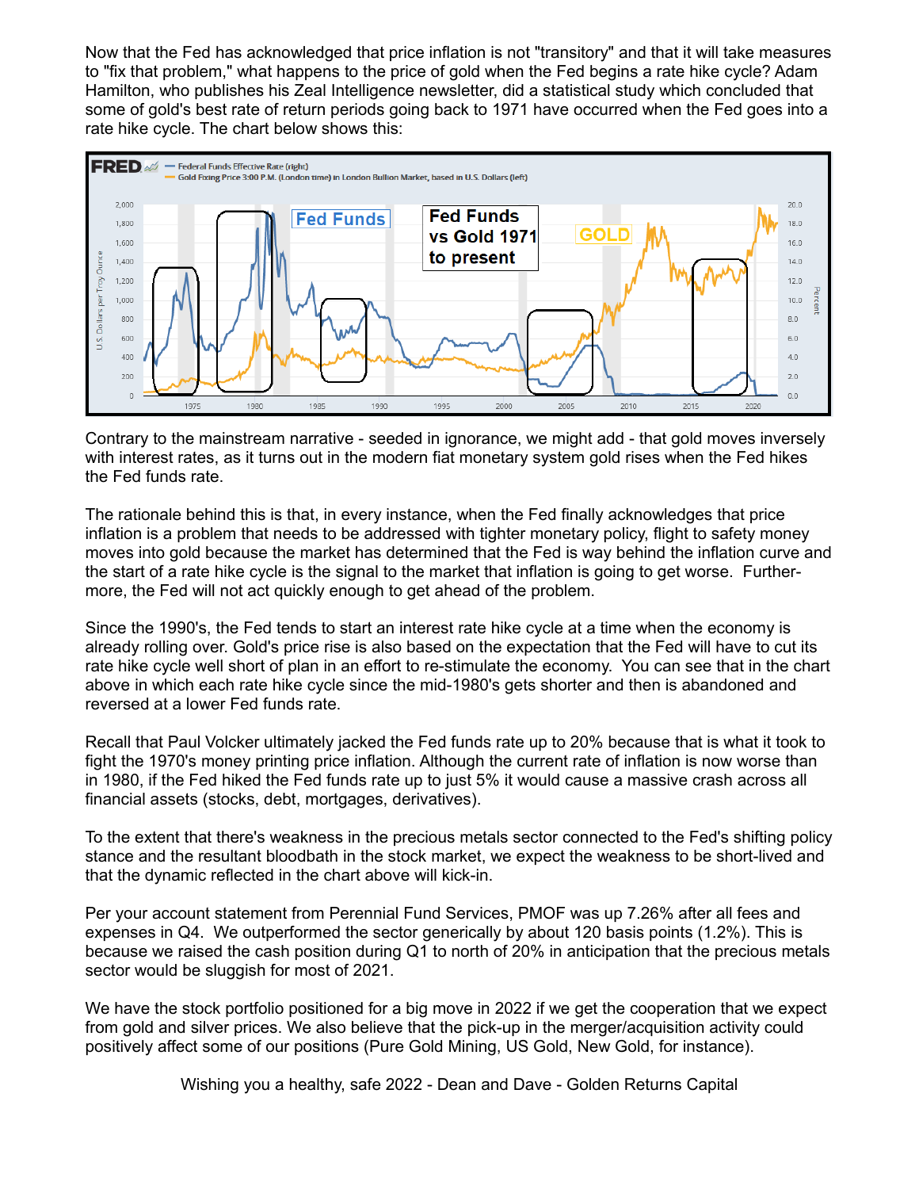Now that the Fed has acknowledged that price inflation is not "transitory" and that it will take measures to "fix that problem," what happens to the price of gold when the Fed begins a rate hike cycle? Adam Hamilton, who publishes his Zeal Intelligence newsletter, did a statistical study which concluded that some of gold's best rate of return periods going back to 1971 have occurred when the Fed goes into a rate hike cycle. The chart below shows this:

FRED
— Federal Funds Effective Rate (right)
— Gold Fixing Price 3:00 P.M. (London time) in London Bullion Market, based in U.S. Dollars (left)

Fed Funds

Fed Funds vs Gold 1971 to present

GOLD

U.S. Dollars per Troy Ounce

2,000
1,800
1,600
1,400
1,200
1,000
800
600
400
200
0

Percent

20.0
18.0
16.0
14.0
12.0
10.0
8.0
6.0
4.0
2.0
0.0

1975 1980 1985 1990 1995 2000 2005 2010 2015 2020

Contrary to the mainstream narrative - seeded in ignorance, we might add - that gold moves inversely with interest rates, as it turns out in the modern fiat monetary system gold rises when the Fed hikes the Fed funds rate.

The rationale behind this is that, in every instance, when the Fed finally acknowledges that price inflation is a problem that needs to be addressed with tighter monetary policy, flight to safety money moves into gold because the market has determined that the Fed is way behind the inflation curve and the start of a rate hike cycle is the signal to the market that inflation is going to get worse. Furthermore, the Fed will not act quickly enough to get ahead of the problem.

Since the 1990's, the Fed tends to start an interest rate hike cycle at a time when the economy is already rolling over. Gold's price rise is also based on the expectation that the Fed will have to cut its rate hike cycle well short of plan in an effort to re-stimulate the economy. You can see that in the chart above in which each rate hike cycle since the mid-1980's gets shorter and then is abandoned and reversed at a lower Fed funds rate.

Recall that Paul Volcker ultimately jacked the Fed funds rate up to 20% because that is what it took to fight the 1970's money printing price inflation. Although the current rate of inflation is now worse than in 1980, if the Fed hiked the Fed funds rate up to just 5% it would cause a massive crash across all financial assets (stocks, debt, mortgages, derivatives).

To the extent that there's weakness in the precious metals sector connected to the Fed's shifting policy stance and the resultant bloodbath in the stock market, we expect the weakness to be short-lived and that the dynamic reflected in the chart above will kick-in.

Per your account statement from Perennial Fund Services, PMOF was up 7.26% after all fees and expenses in Q4. We outperformed the sector generically by about 120 basis points (1.2%). This is because we raised the cash position during Q1 to north of 20% in anticipation that the precious metals sector would be sluggish for most of 2021.

We have the stock portfolio positioned for a big move in 2022 if we get the cooperation that we expect from gold and silver prices. We also believe that the pick-up in the merger/acquisition activity could positively affect some of our positions (Pure Gold Mining, US Gold, New Gold, for instance).

Wishing you a healthy, safe 2022 - Dean and Dave - Golden Returns Capital